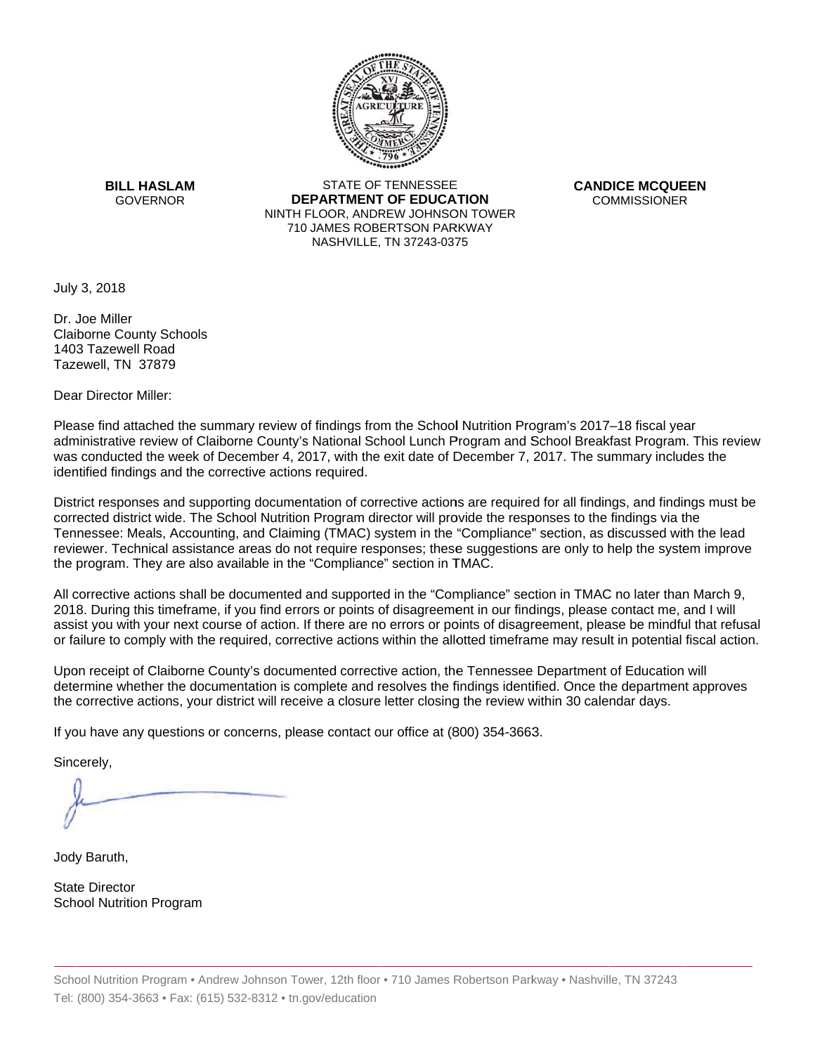**BILL HASLAM**
GOVERNOR

STATE OF TENNESSEE
**DEPARTMENT OF EDUCATION**
NINTH FLOOR, ANDREW JOHNSON TOWER
710 JAMES ROBERTSON PARKWAY
NASHVILLE, TN 37243-0375

**CANDICE MCQUEEN**
COMMISSIONER

July 3, 2018

Dr. Joe Miller
Claiborne County Schools
1403 Tazewell Road
Tazewell, TN 37879

Dear Director Miller:

Please find attached the summary review of findings from the School Nutrition Program's 2017–18 fiscal year administrative review of Claiborne County's National School Lunch Program and School Breakfast Program. This review was conducted the week of December 4, 2017, with the exit date of December 7, 2017. The summary includes the identified findings and the corrective actions required.

District responses and supporting documentation of corrective actions are required for all findings, and findings must be corrected district wide. The School Nutrition Program director will provide the responses to the findings via the Tennessee: Meals, Accounting, and Claiming (TMAC) system in the "Compliance" section, as discussed with the lead reviewer. Technical assistance areas do not require responses; these suggestions are only to help the system improve the program. They are also available in the "Compliance" section in TMAC.

All corrective actions shall be documented and supported in the "Compliance" section in TMAC no later than March 9, 2018. During this timeframe, if you find errors or points of disagreement in our findings, please contact me, and I will assist you with your next course of action. If there are no errors or points of disagreement, please be mindful that refusal or failure to comply with the required, corrective actions within the allotted timeframe may result in potential fiscal action.

Upon receipt of Claiborne County's documented corrective action, the Tennessee Department of Education will determine whether the documentation is complete and resolves the findings identified. Once the department approves the corrective actions, your district will receive a closure letter closing the review within 30 calendar days.

If you have any questions or concerns, please contact our office at (800) 354-3663.

Sincerely,

Jody Baruth,

State Director
School Nutrition Program

School Nutrition Program • Andrew Johnson Tower, 12th floor • 710 James Robertson Parkway • Nashville, TN 37243
Tel: (800) 354-3663 • Fax: (615) 532-8312 • tn.gov/education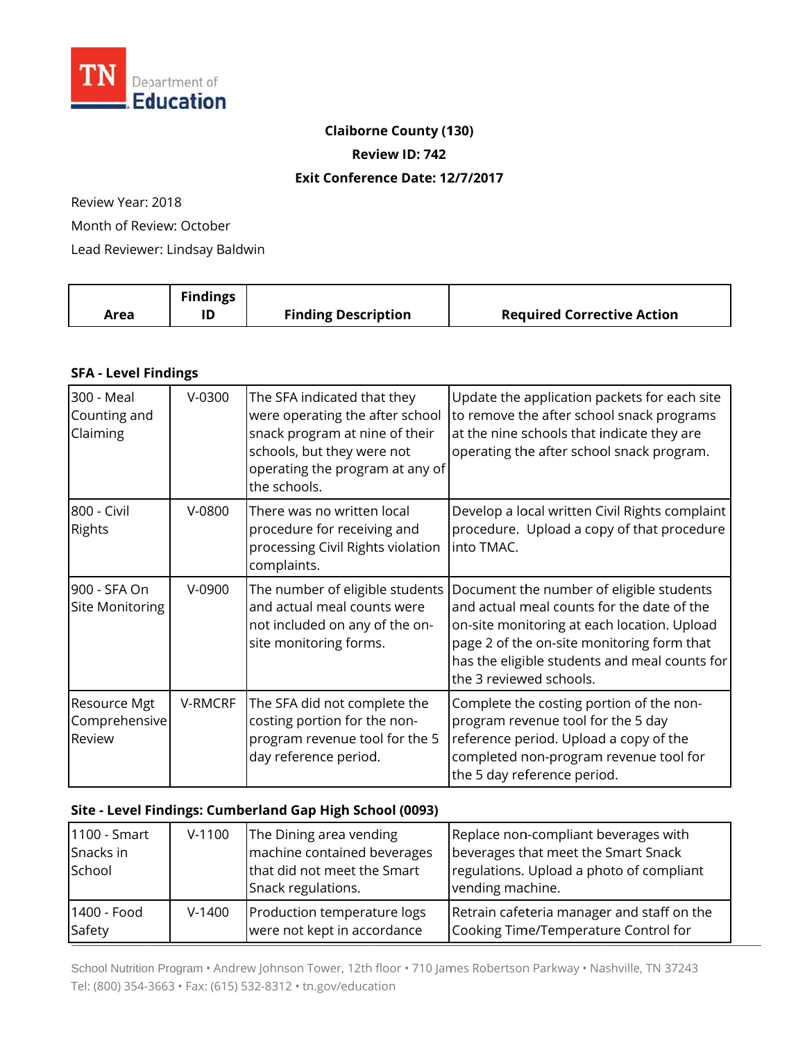**Claiborne County (130)**

**Review ID: 742**

**Exit Conference Date: 12/7/2017**

Review Year: 2018

Month of Review: October

Lead Reviewer: Lindsay Baldwin

| Area | Findings ID | Finding Description | Required Corrective Action |
|---|---|---|---|
| **SFA - Level Findings** | | | |
| 300 - Meal Counting and Claiming | V-0300 | The SFA indicated that they were operating the after school snack program at nine of their schools, but they were not operating the program at any of the schools. | Update the application packets for each site to remove the after school snack programs at the nine schools that indicate they are operating the after school snack program. |
| 800 - Civil Rights | V-0800 | There was no written local procedure for receiving and processing Civil Rights violation complaints. | Develop a local written Civil Rights complaint procedure. Upload a copy of that procedure into TMAC. |
| 900 - SFA On Site Monitoring | V-0900 | The number of eligible students and actual meal counts were not included on any of the on-site monitoring forms. | Document the number of eligible students and actual meal counts for the date of the on-site monitoring at each location. Upload page 2 of the on-site monitoring form that has the eligible students and meal counts for the 3 reviewed schools. |
| Resource Mgt Comprehensive Review | V-RMCRF | The SFA did not complete the costing portion for the non-program revenue tool for the 5 day reference period. | Complete the costing portion of the non-program revenue tool for the 5 day reference period. Upload a copy of the completed non-program revenue tool for the 5 day reference period. |
| **Site - Level Findings: Cumberland Gap High School (0093)** | | | |
| 1100 - Smart Snacks in School | V-1100 | The Dining area vending machine contained beverages that did not meet the Smart Snack regulations. | Replace non-compliant beverages with beverages that meet the Smart Snack regulations. Upload a photo of compliant vending machine. |
| 1400 - Food Safety | V-1400 | Production temperature logs were not kept in accordance | Retrain cafeteria manager and staff on the Cooking Time/Temperature Control for |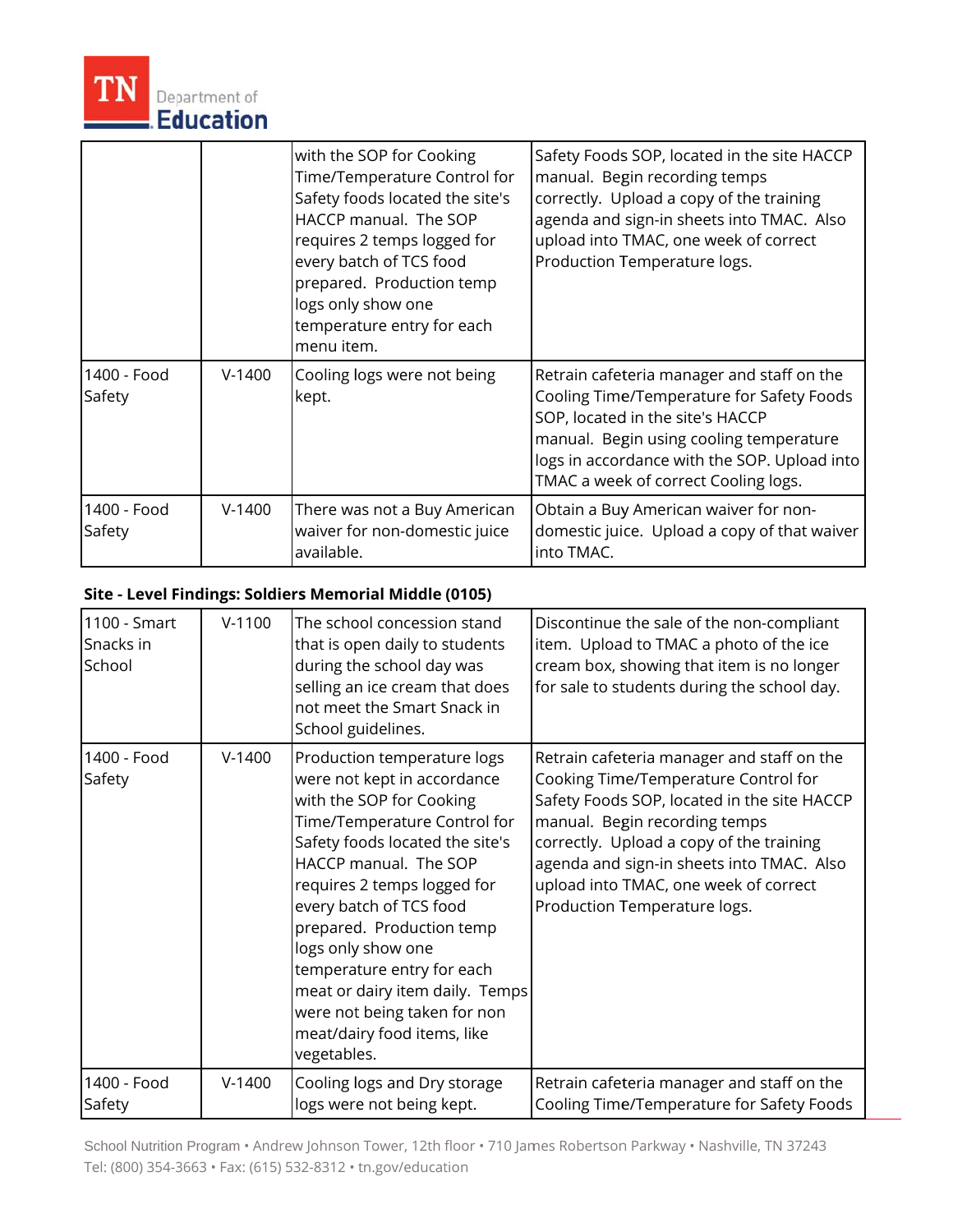| | | with the SOP for Cooking Time/Temperature Control for Safety foods located the site's HACCP manual. The SOP requires 2 temps logged for every batch of TCS food prepared. Production temp logs only show one temperature entry for each menu item. | Safety Foods SOP, located in the site HACCP manual. Begin recording temps correctly. Upload a copy of the training agenda and sign-in sheets into TMAC. Also upload into TMAC, one week of correct Production Temperature logs. |
|---|---|---|---|
| 1400 - Food Safety | V-1400 | Cooling logs were not being kept. | Retrain cafeteria manager and staff on the Cooling Time/Temperature for Safety Foods SOP, located in the site's HACCP manual. Begin using cooling temperature logs in accordance with the SOP. Upload into TMAC a week of correct Cooling logs. |
| 1400 - Food Safety | V-1400 | There was not a Buy American waiver for non-domestic juice available. | Obtain a Buy American waiver for non-domestic juice. Upload a copy of that waiver into TMAC. |

**Site - Level Findings: Soldiers Memorial Middle (0105)**

| | | | |
|---|---|---|---|
| 1100 - Smart Snacks in School | V-1100 | The school concession stand that is open daily to students during the school day was selling an ice cream that does not meet the Smart Snack in School guidelines. | Discontinue the sale of the non-compliant item. Upload to TMAC a photo of the ice cream box, showing that item is no longer for sale to students during the school day. |
| 1400 - Food Safety | V-1400 | Production temperature logs were not kept in accordance with the SOP for Cooking Time/Temperature Control for Safety foods located the site's HACCP manual. The SOP requires 2 temps logged for every batch of TCS food prepared. Production temp logs only show one temperature entry for each meat or dairy item daily. Temps were not being taken for non meat/dairy food items, like vegetables. | Retrain cafeteria manager and staff on the Cooking Time/Temperature Control for Safety Foods SOP, located in the site HACCP manual. Begin recording temps correctly. Upload a copy of the training agenda and sign-in sheets into TMAC. Also upload into TMAC, one week of correct Production Temperature logs. |
| 1400 - Food Safety | V-1400 | Cooling logs and Dry storage logs were not being kept. | Retrain cafeteria manager and staff on the Cooling Time/Temperature for Safety Foods |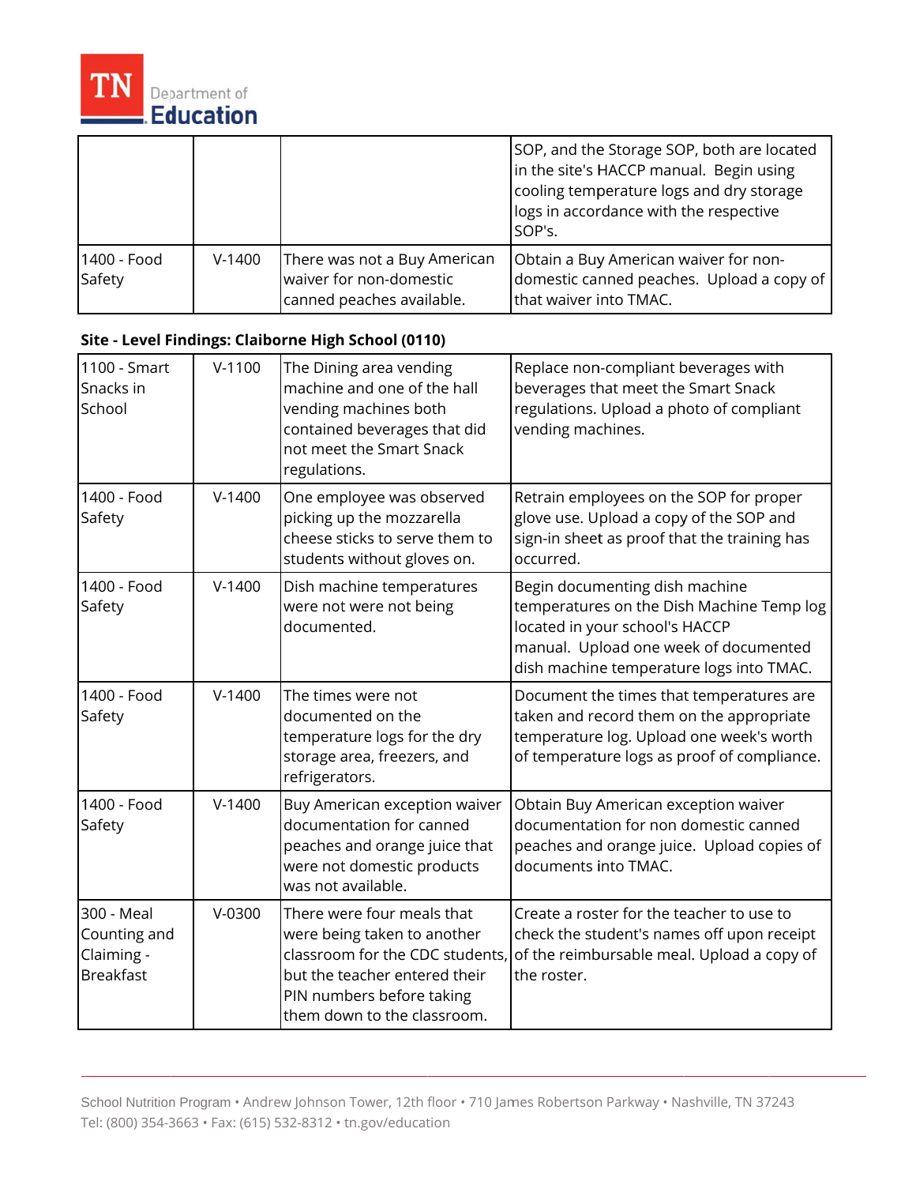| | | | |
|---|---|---|---|
| | | | SOP, and the Storage SOP, both are located in the site's HACCP manual. Begin using cooling temperature logs and dry storage logs in accordance with the respective SOP's. |
| 1400 - Food Safety | V-1400 | There was not a Buy American waiver for non-domestic canned peaches available. | Obtain a Buy American waiver for non-domestic canned peaches. Upload a copy of that waiver into TMAC. |

**Site - Level Findings: Claiborne High School (0110)**

| | | | |
|---|---|---|---|
| 1100 - Smart Snacks in School | V-1100 | The Dining area vending machine and one of the hall vending machines both contained beverages that did not meet the Smart Snack regulations. | Replace non-compliant beverages with beverages that meet the Smart Snack regulations. Upload a photo of compliant vending machines. |
| 1400 - Food Safety | V-1400 | One employee was observed picking up the mozzarella cheese sticks to serve them to students without gloves on. | Retrain employees on the SOP for proper glove use. Upload a copy of the SOP and sign-in sheet as proof that the training has occurred. |
| 1400 - Food Safety | V-1400 | Dish machine temperatures were not were not being documented. | Begin documenting dish machine temperatures on the Dish Machine Temp log located in your school's HACCP manual. Upload one week of documented dish machine temperature logs into TMAC. |
| 1400 - Food Safety | V-1400 | The times were not documented on the temperature logs for the dry storage area, freezers, and refrigerators. | Document the times that temperatures are taken and record them on the appropriate temperature log. Upload one week's worth of temperature logs as proof of compliance. |
| 1400 - Food Safety | V-1400 | Buy American exception waiver documentation for canned peaches and orange juice that were not domestic products was not available. | Obtain Buy American exception waiver documentation for non domestic canned peaches and orange juice. Upload copies of documents into TMAC. |
| 300 - Meal Counting and Claiming - Breakfast | V-0300 | There were four meals that were being taken to another classroom for the CDC students, but the teacher entered their PIN numbers before taking them down to the classroom. | Create a roster for the teacher to use to check the student's names off upon receipt of the reimbursable meal. Upload a copy of the roster. |